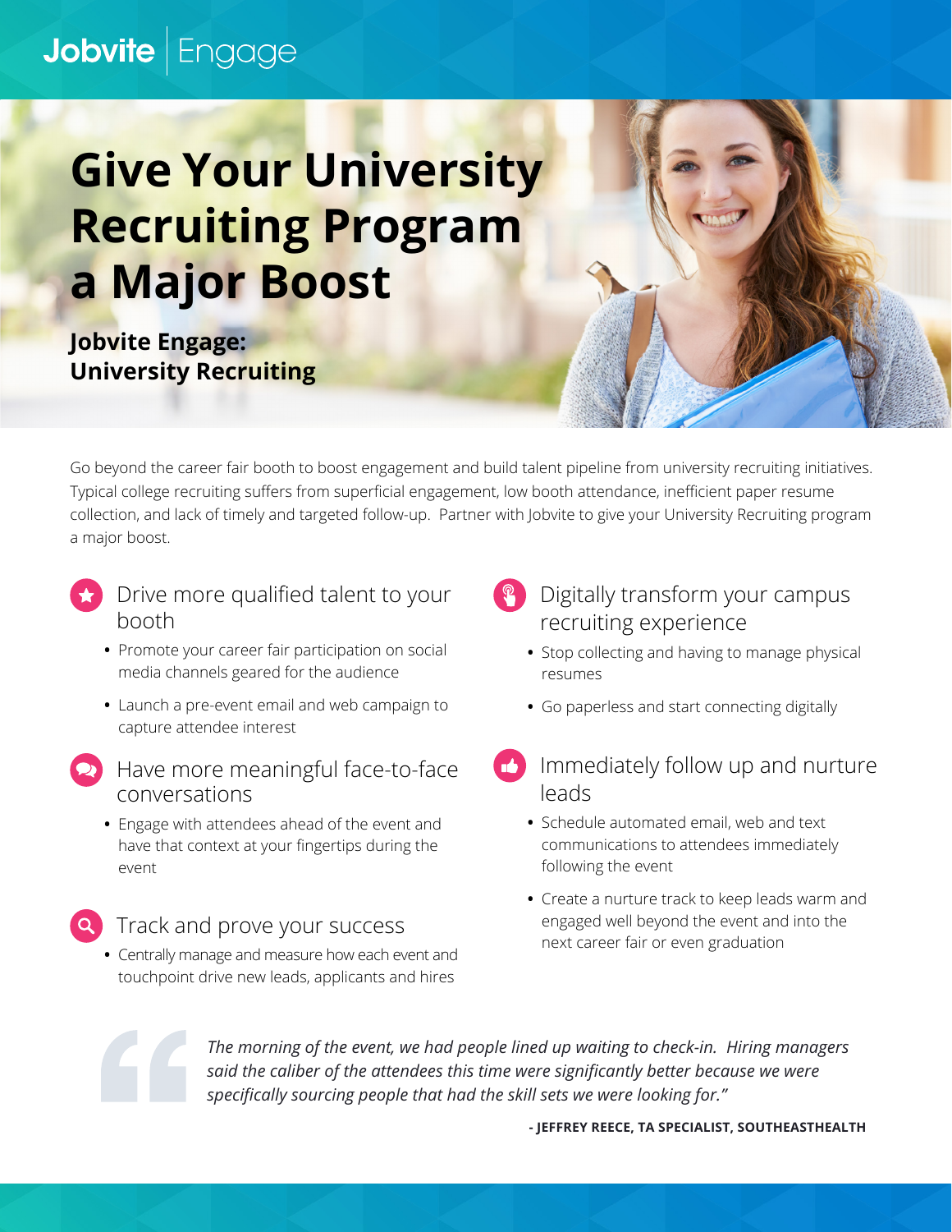Jobvite | Engage

# Give Your University Recruiting Program a Major Boost

**Jobvite Engage: University Recruiting**

Go beyond the career fair booth to boost engagement and build talent pipeline from university recruiting initiatives. Typical college recruiting suffers from superficial engagement, low booth attendance, inefficient paper resume collection, and lack of timely and targeted follow-up. Partner with Jobvite to give your University Recruiting program a major boost.

## Drive more qualified talent to your booth

- Promote your career fair participation on social media channels geared for the audience
- Launch a pre-event email and web campaign to capture attendee interest

## Have more meaningful face-to-face conversations

- Engage with attendees ahead of the event and have that context at your fingertips during the event

## Track and prove your success

- Centrally manage and measure how each event and touchpoint drive new leads, applicants and hires

## Digitally transform your campus recruiting experience

- Stop collecting and having to manage physical resumes
- Go paperless and start connecting digitally

## Immediately follow up and nurture leads

- Schedule automated email, web and text communications to attendees immediately following the event
- Create a nurture track to keep leads warm and engaged well beyond the event and into the next career fair or even graduation

> *The morning of the event, we had people lined up waiting to check-in. Hiring managers said the caliber of the attendees this time were significantly better because we were specifically sourcing people that had the skill sets we were looking for."*
>
> **- JEFFREY REECE, TA SPECIALIST, SOUTHEASTHEALTH**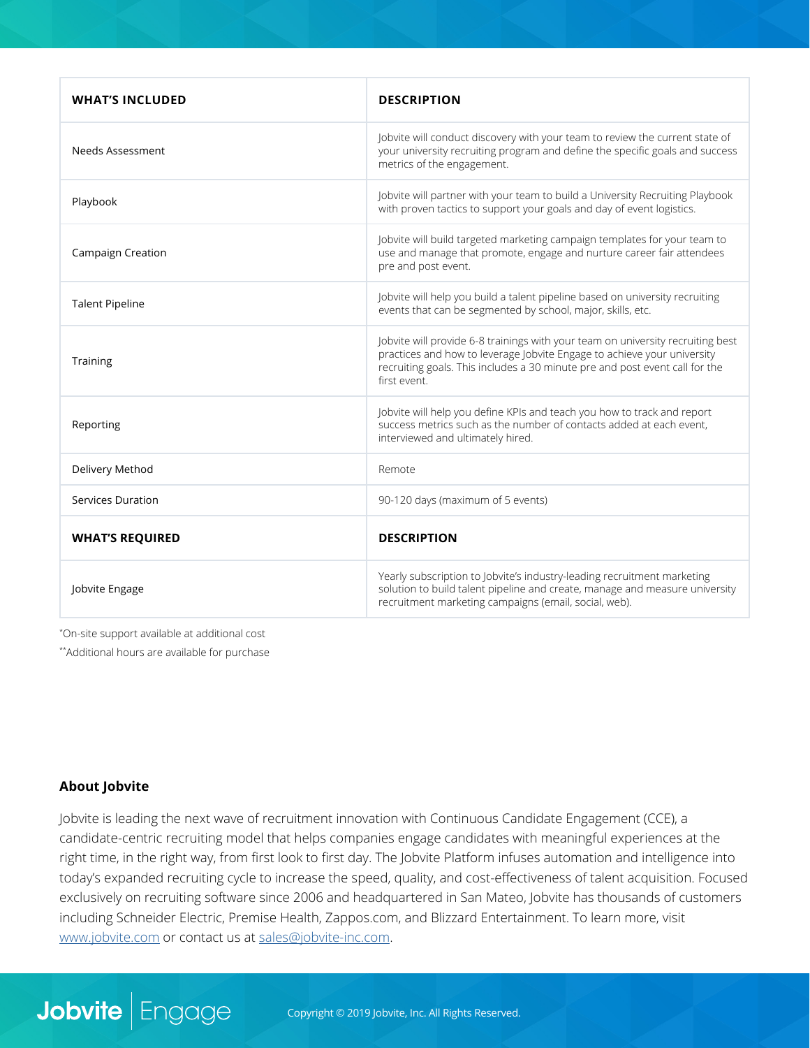| WHAT'S INCLUDED | DESCRIPTION |
|---|---|
| Needs Assessment | Jobvite will conduct discovery with your team to review the current state of your university recruiting program and define the specific goals and success metrics of the engagement. |
| Playbook | Jobvite will partner with your team to build a University Recruiting Playbook with proven tactics to support your goals and day of event logistics. |
| Campaign Creation | Jobvite will build targeted marketing campaign templates for your team to use and manage that promote, engage and nurture career fair attendees pre and post event. |
| Talent Pipeline | Jobvite will help you build a talent pipeline based on university recruiting events that can be segmented by school, major, skills, etc. |
| Training | Jobvite will provide 6-8 trainings with your team on university recruiting best practices and how to leverage Jobvite Engage to achieve your university recruiting goals. This includes a 30 minute pre and post event call for the first event. |
| Reporting | Jobvite will help you define KPIs and teach you how to track and report success metrics such as the number of contacts added at each event, interviewed and ultimately hired. |
| Delivery Method | Remote |
| Services Duration | 90-120 days (maximum of 5 events) |
| **WHAT'S REQUIRED** | **DESCRIPTION** |
| Jobvite Engage | Yearly subscription to Jobvite's industry-leading recruitment marketing solution to build talent pipeline and create, manage and measure university recruitment marketing campaigns (email, social, web). |

*On-site support available at additional cost

**Additional hours are available for purchase

### About Jobvite

Jobvite is leading the next wave of recruitment innovation with Continuous Candidate Engagement (CCE), a candidate-centric recruiting model that helps companies engage candidates with meaningful experiences at the right time, in the right way, from first look to first day. The Jobvite Platform infuses automation and intelligence into today's expanded recruiting cycle to increase the speed, quality, and cost-effectiveness of talent acquisition. Focused exclusively on recruiting software since 2006 and headquartered in San Mateo, Jobvite has thousands of customers including Schneider Electric, Premise Health, Zappos.com, and Blizzard Entertainment. To learn more, visit www.jobvite.com or contact us at sales@jobvite-inc.com.

Jobvite | Engage

Copyright © 2019 Jobvite, Inc. All Rights Reserved.